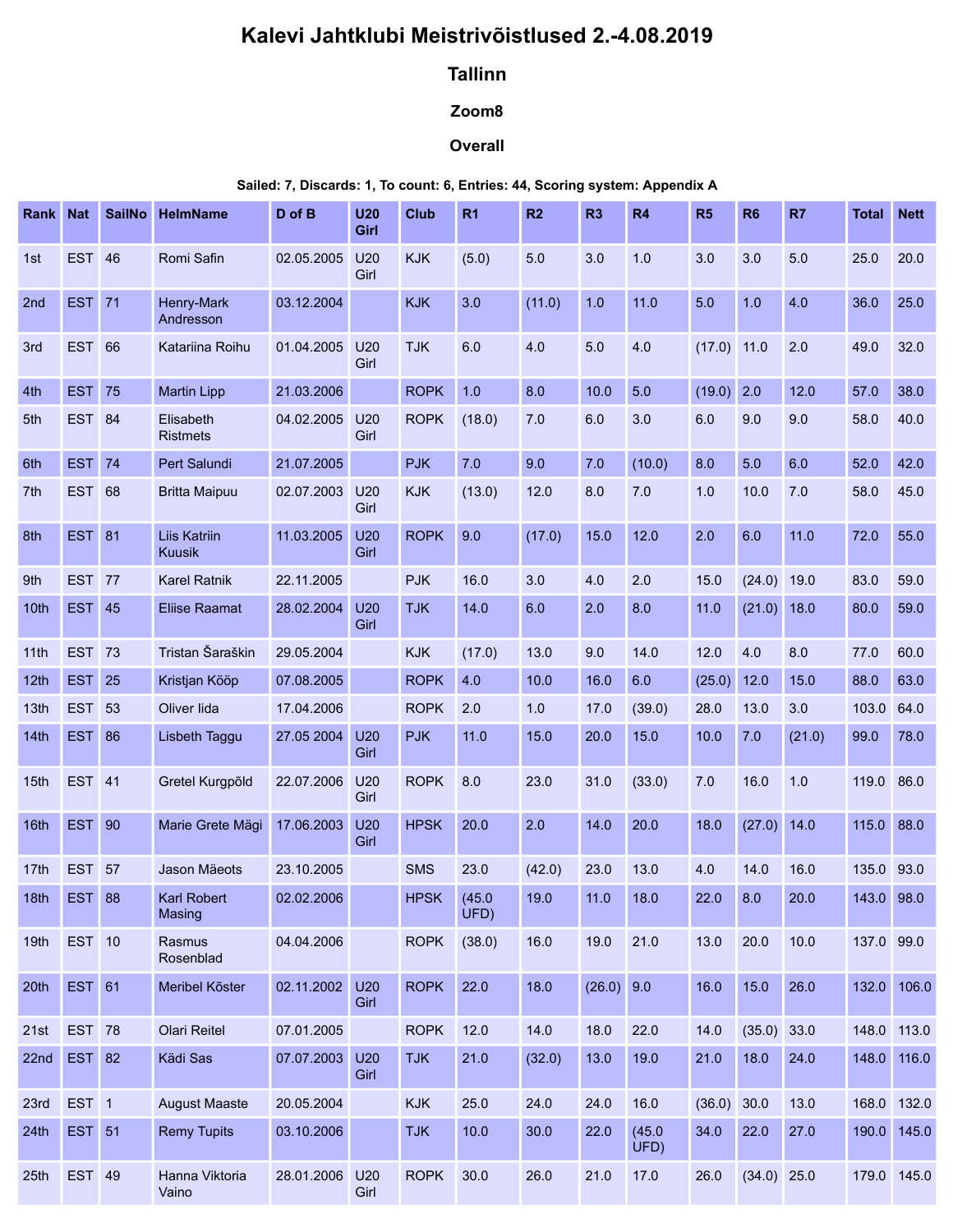# Kalevi Jahtklubi Meistrivõistlused 2.-4.08.2019

## Tallinn

### Zoom8

### Overall

**Sailed: 7, Discards: 1, To count: 6, Entries: 44, Scoring system: Appendix A**

| Rank | Nat | SailNo | HelmName | D of B | U20 Girl | Club | R1 | R2 | R3 | R4 | R5 | R6 | R7 | Total | Nett |
|---|---|---|---|---|---|---|---|---|---|---|---|---|---|---|---|
| 1st | EST | 46 | Romi Safin | 02.05.2005 | U20 Girl | KJK | (5.0) | 5.0 | 3.0 | 1.0 | 3.0 | 3.0 | 5.0 | 25.0 | 20.0 |
| 2nd | EST | 71 | Henry-Mark Andresson | 03.12.2004 | | KJK | 3.0 | (11.0) | 1.0 | 11.0 | 5.0 | 1.0 | 4.0 | 36.0 | 25.0 |
| 3rd | EST | 66 | Katariina Roihu | 01.04.2005 | U20 Girl | TJK | 6.0 | 4.0 | 5.0 | 4.0 | (17.0) | 11.0 | 2.0 | 49.0 | 32.0 |
| 4th | EST | 75 | Martin Lipp | 21.03.2006 | | ROPK | 1.0 | 8.0 | 10.0 | 5.0 | (19.0) | 2.0 | 12.0 | 57.0 | 38.0 |
| 5th | EST | 84 | Elisabeth Ristmets | 04.02.2005 | U20 Girl | ROPK | (18.0) | 7.0 | 6.0 | 3.0 | 6.0 | 9.0 | 9.0 | 58.0 | 40.0 |
| 6th | EST | 74 | Pert Salundi | 21.07.2005 | | PJK | 7.0 | 9.0 | 7.0 | (10.0) | 8.0 | 5.0 | 6.0 | 52.0 | 42.0 |
| 7th | EST | 68 | Britta Maipuu | 02.07.2003 | U20 Girl | KJK | (13.0) | 12.0 | 8.0 | 7.0 | 1.0 | 10.0 | 7.0 | 58.0 | 45.0 |
| 8th | EST | 81 | Liis Katriin Kuusik | 11.03.2005 | U20 Girl | ROPK | 9.0 | (17.0) | 15.0 | 12.0 | 2.0 | 6.0 | 11.0 | 72.0 | 55.0 |
| 9th | EST | 77 | Karel Ratnik | 22.11.2005 | | PJK | 16.0 | 3.0 | 4.0 | 2.0 | 15.0 | (24.0) | 19.0 | 83.0 | 59.0 |
| 10th | EST | 45 | Eliise Raamat | 28.02.2004 | U20 Girl | TJK | 14.0 | 6.0 | 2.0 | 8.0 | 11.0 | (21.0) | 18.0 | 80.0 | 59.0 |
| 11th | EST | 73 | Tristan Šaraškin | 29.05.2004 | | KJK | (17.0) | 13.0 | 9.0 | 14.0 | 12.0 | 4.0 | 8.0 | 77.0 | 60.0 |
| 12th | EST | 25 | Kristjan Kööp | 07.08.2005 | | ROPK | 4.0 | 10.0 | 16.0 | 6.0 | (25.0) | 12.0 | 15.0 | 88.0 | 63.0 |
| 13th | EST | 53 | Oliver Iida | 17.04.2006 | | ROPK | 2.0 | 1.0 | 17.0 | (39.0) | 28.0 | 13.0 | 3.0 | 103.0 | 64.0 |
| 14th | EST | 86 | Lisbeth Taggu | 27.05 2004 | U20 Girl | PJK | 11.0 | 15.0 | 20.0 | 15.0 | 10.0 | 7.0 | (21.0) | 99.0 | 78.0 |
| 15th | EST | 41 | Gretel Kurgpõld | 22.07.2006 | U20 Girl | ROPK | 8.0 | 23.0 | 31.0 | (33.0) | 7.0 | 16.0 | 1.0 | 119.0 | 86.0 |
| 16th | EST | 90 | Marie Grete Mägi | 17.06.2003 | U20 Girl | HPSK | 20.0 | 2.0 | 14.0 | 20.0 | 18.0 | (27.0) | 14.0 | 115.0 | 88.0 |
| 17th | EST | 57 | Jason Mäeots | 23.10.2005 | | SMS | 23.0 | (42.0) | 23.0 | 13.0 | 4.0 | 14.0 | 16.0 | 135.0 | 93.0 |
| 18th | EST | 88 | Karl Robert Masing | 02.02.2006 | | HPSK | (45.0 UFD) | 19.0 | 11.0 | 18.0 | 22.0 | 8.0 | 20.0 | 143.0 | 98.0 |
| 19th | EST | 10 | Rasmus Rosenblad | 04.04.2006 | | ROPK | (38.0) | 16.0 | 19.0 | 21.0 | 13.0 | 20.0 | 10.0 | 137.0 | 99.0 |
| 20th | EST | 61 | Meribel Köster | 02.11.2002 | U20 Girl | ROPK | 22.0 | 18.0 | (26.0) | 9.0 | 16.0 | 15.0 | 26.0 | 132.0 | 106.0 |
| 21st | EST | 78 | Olari Reitel | 07.01.2005 | | ROPK | 12.0 | 14.0 | 18.0 | 22.0 | 14.0 | (35.0) | 33.0 | 148.0 | 113.0 |
| 22nd | EST | 82 | Kädi Sas | 07.07.2003 | U20 Girl | TJK | 21.0 | (32.0) | 13.0 | 19.0 | 21.0 | 18.0 | 24.0 | 148.0 | 116.0 |
| 23rd | EST | 1 | August Maaste | 20.05.2004 | | KJK | 25.0 | 24.0 | 24.0 | 16.0 | (36.0) | 30.0 | 13.0 | 168.0 | 132.0 |
| 24th | EST | 51 | Remy Tupits | 03.10.2006 | | TJK | 10.0 | 30.0 | 22.0 | (45.0 UFD) | 34.0 | 22.0 | 27.0 | 190.0 | 145.0 |
| 25th | EST | 49 | Hanna Viktoria Vaino | 28.01.2006 | U20 Girl | ROPK | 30.0 | 26.0 | 21.0 | 17.0 | 26.0 | (34.0) | 25.0 | 179.0 | 145.0 |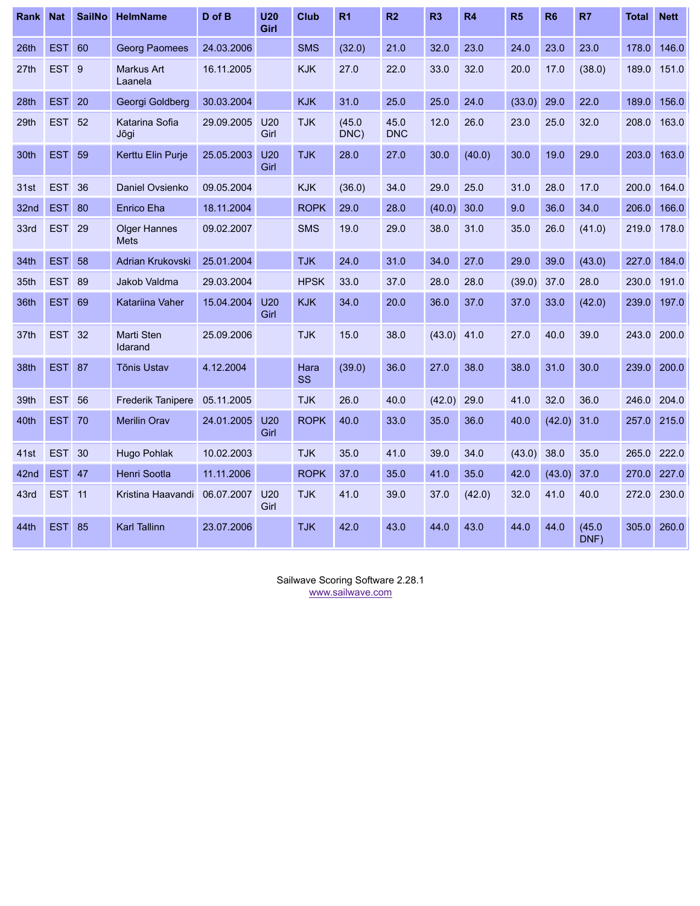| Rank | Nat | SailNo | HelmName | D of B | U20 Girl | Club | R1 | R2 | R3 | R4 | R5 | R6 | R7 | Total | Nett |
|---|---|---|---|---|---|---|---|---|---|---|---|---|---|---|---|
| 26th | EST | 60 | Georg Paomees | 24.03.2006 | | SMS | (32.0) | 21.0 | 32.0 | 23.0 | 24.0 | 23.0 | 23.0 | 178.0 | 146.0 |
| 27th | EST | 9 | Markus Art Laanela | 16.11.2005 | | KJK | 27.0 | 22.0 | 33.0 | 32.0 | 20.0 | 17.0 | (38.0) | 189.0 | 151.0 |
| 28th | EST | 20 | Georgi Goldberg | 30.03.2004 | | KJK | 31.0 | 25.0 | 25.0 | 24.0 | (33.0) | 29.0 | 22.0 | 189.0 | 156.0 |
| 29th | EST | 52 | Katarina Sofia Jõgi | 29.09.2005 | U20 Girl | TJK | (45.0 DNC) | 45.0 DNC | 12.0 | 26.0 | 23.0 | 25.0 | 32.0 | 208.0 | 163.0 |
| 30th | EST | 59 | Kerttu Elin Purje | 25.05.2003 | U20 Girl | TJK | 28.0 | 27.0 | 30.0 | (40.0) | 30.0 | 19.0 | 29.0 | 203.0 | 163.0 |
| 31st | EST | 36 | Daniel Ovsienko | 09.05.2004 | | KJK | (36.0) | 34.0 | 29.0 | 25.0 | 31.0 | 28.0 | 17.0 | 200.0 | 164.0 |
| 32nd | EST | 80 | Enrico Eha | 18.11.2004 | | ROPK | 29.0 | 28.0 | (40.0) | 30.0 | 9.0 | 36.0 | 34.0 | 206.0 | 166.0 |
| 33rd | EST | 29 | Olger Hannes Mets | 09.02.2007 | | SMS | 19.0 | 29.0 | 38.0 | 31.0 | 35.0 | 26.0 | (41.0) | 219.0 | 178.0 |
| 34th | EST | 58 | Adrian Krukovski | 25.01.2004 | | TJK | 24.0 | 31.0 | 34.0 | 27.0 | 29.0 | 39.0 | (43.0) | 227.0 | 184.0 |
| 35th | EST | 89 | Jakob Valdma | 29.03.2004 | | HPSK | 33.0 | 37.0 | 28.0 | 28.0 | (39.0) | 37.0 | 28.0 | 230.0 | 191.0 |
| 36th | EST | 69 | Katariina Vaher | 15.04.2004 | U20 Girl | KJK | 34.0 | 20.0 | 36.0 | 37.0 | 37.0 | 33.0 | (42.0) | 239.0 | 197.0 |
| 37th | EST | 32 | Marti Sten Idarand | 25.09.2006 | | TJK | 15.0 | 38.0 | (43.0) | 41.0 | 27.0 | 40.0 | 39.0 | 243.0 | 200.0 |
| 38th | EST | 87 | Tõnis Ustav | 4.12.2004 | | Hara SS | (39.0) | 36.0 | 27.0 | 38.0 | 38.0 | 31.0 | 30.0 | 239.0 | 200.0 |
| 39th | EST | 56 | Frederik Tanipere | 05.11.2005 | | TJK | 26.0 | 40.0 | (42.0) | 29.0 | 41.0 | 32.0 | 36.0 | 246.0 | 204.0 |
| 40th | EST | 70 | Merilin Orav | 24.01.2005 | U20 Girl | ROPK | 40.0 | 33.0 | 35.0 | 36.0 | 40.0 | (42.0) | 31.0 | 257.0 | 215.0 |
| 41st | EST | 30 | Hugo Pohlak | 10.02.2003 | | TJK | 35.0 | 41.0 | 39.0 | 34.0 | (43.0) | 38.0 | 35.0 | 265.0 | 222.0 |
| 42nd | EST | 47 | Henri Sootla | 11.11.2006 | | ROPK | 37.0 | 35.0 | 41.0 | 35.0 | 42.0 | (43.0) | 37.0 | 270.0 | 227.0 |
| 43rd | EST | 11 | Kristina Haavandi | 06.07.2007 | U20 Girl | TJK | 41.0 | 39.0 | 37.0 | (42.0) | 32.0 | 41.0 | 40.0 | 272.0 | 230.0 |
| 44th | EST | 85 | Karl Tallinn | 23.07.2006 | | TJK | 42.0 | 43.0 | 44.0 | 43.0 | 44.0 | 44.0 | (45.0 DNF) | 305.0 | 260.0 |

Sailwave Scoring Software 2.28.1
www.sailwave.com